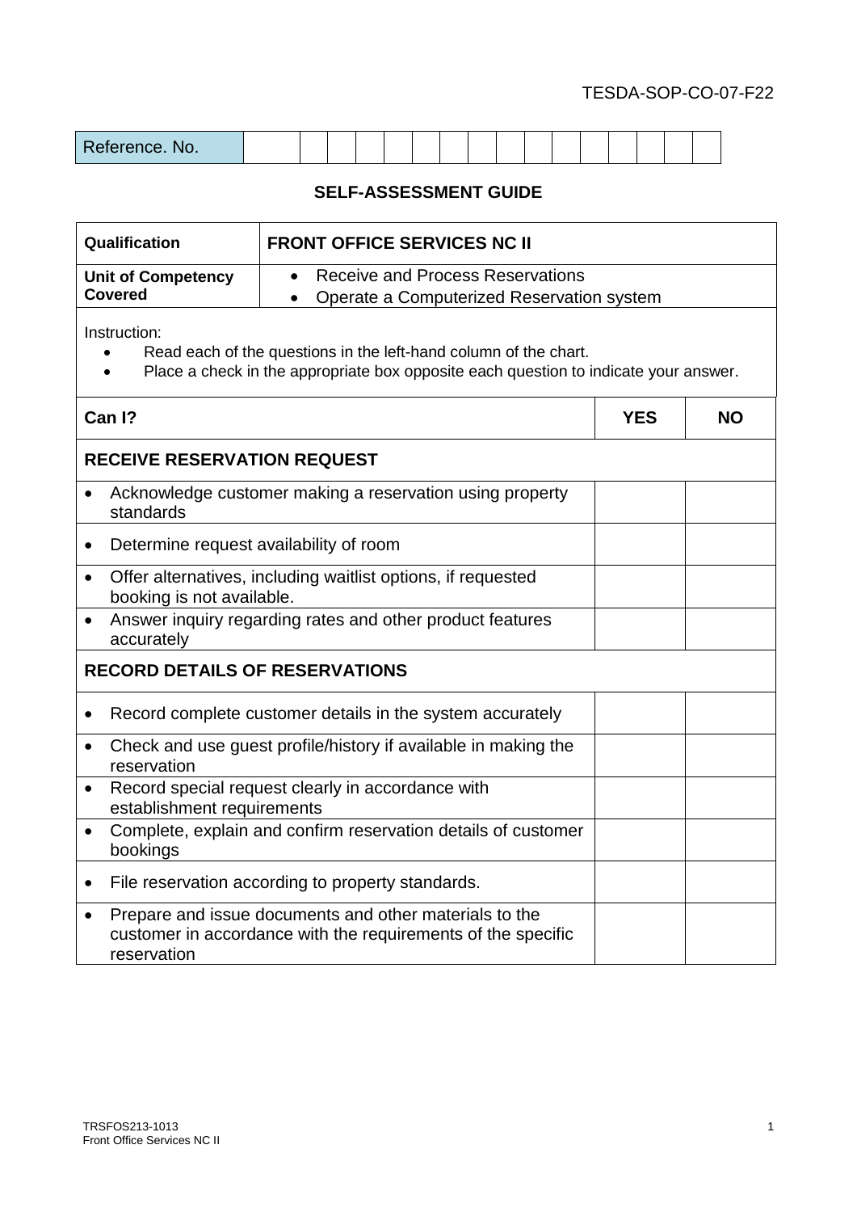TESDA-SOP-CO-07-F22

| Reference. No. | | | | | | | | | | | | | | | | | |
|---|---|---|---|---|---|---|---|---|---|---|---|---|---|---|---|---|---|

## SELF-ASSESSMENT GUIDE

| **Qualification** | **FRONT OFFICE SERVICES NC II** |
|---|---|
| **Unit of Competency Covered** | • Receive and Process Reservations<br>• Operate a Computerized Reservation system |

Instruction:
- Read each of the questions in the left-hand column of the chart.
- Place a check in the appropriate box opposite each question to indicate your answer.

| **Can I?** | **YES** | **NO** |
|---|---|---|
| **RECEIVE RESERVATION REQUEST** | | |
| • Acknowledge customer making a reservation using property standards | | |
| • Determine request availability of room | | |
| • Offer alternatives, including waitlist options, if requested booking is not available. | | |
| • Answer inquiry regarding rates and other product features accurately | | |
| **RECORD DETAILS OF RESERVATIONS** | | |
| • Record complete customer details in the system accurately | | |
| • Check and use guest profile/history if available in making the reservation | | |
| • Record special request clearly in accordance with establishment requirements | | |
| • Complete, explain and confirm reservation details of customer bookings | | |
| • File reservation according to property standards. | | |
| • Prepare and issue documents and other materials to the customer in accordance with the requirements of the specific reservation | | |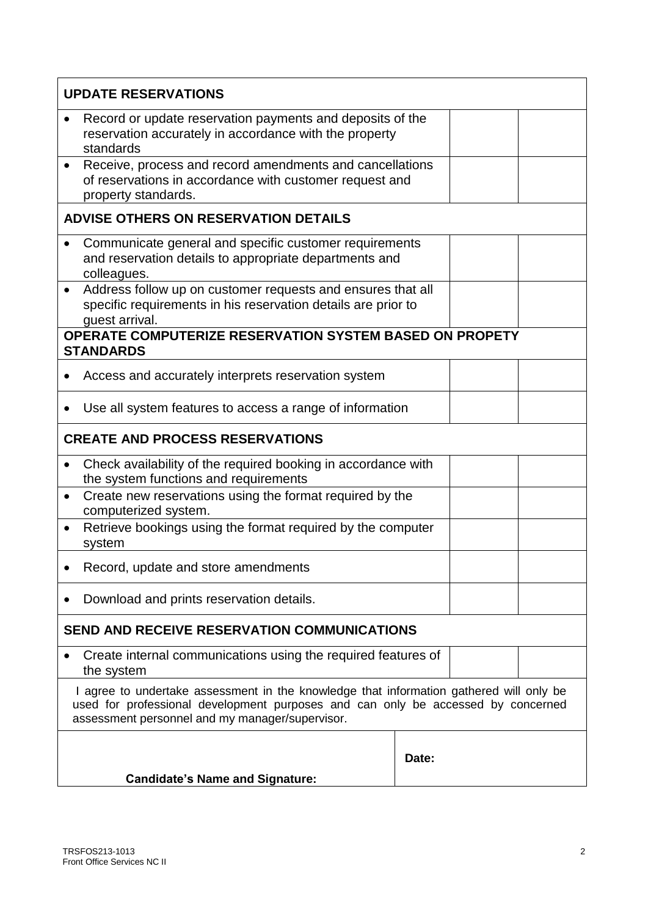| UPDATE RESERVATIONS | | |
|---|---|---|
| • Record or update reservation payments and deposits of the reservation accurately in accordance with the property standards | | |
| • Receive, process and record amendments and cancellations of reservations in accordance with customer request and property standards. | | |
| **ADVISE OTHERS ON RESERVATION DETAILS** | | |
| • Communicate general and specific customer requirements and reservation details to appropriate departments and colleagues. | | |
| • Address follow up on customer requests and ensures that all specific requirements in his reservation details are prior to guest arrival. | | |
| **OPERATE COMPUTERIZE RESERVATION SYSTEM BASED ON PROPETY STANDARDS** | | |
| • Access and accurately interprets reservation system | | |
| • Use all system features to access a range of information | | |
| **CREATE AND PROCESS RESERVATIONS** | | |
| • Check availability of the required booking in accordance with the system functions and requirements | | |
| • Create new reservations using the format required by the computerized system. | | |
| • Retrieve bookings using the format required by the computer system | | |
| • Record, update and store amendments | | |
| • Download and prints reservation details. | | |
| **SEND AND RECEIVE RESERVATION COMMUNICATIONS** | | |
| • Create internal communications using the required features of the system | | |

I agree to undertake assessment in the knowledge that information gathered will only be used for professional development purposes and can only be accessed by concerned assessment personnel and my manager/supervisor.

| **Candidate's Name and Signature:** | **Date:** |
|---|---|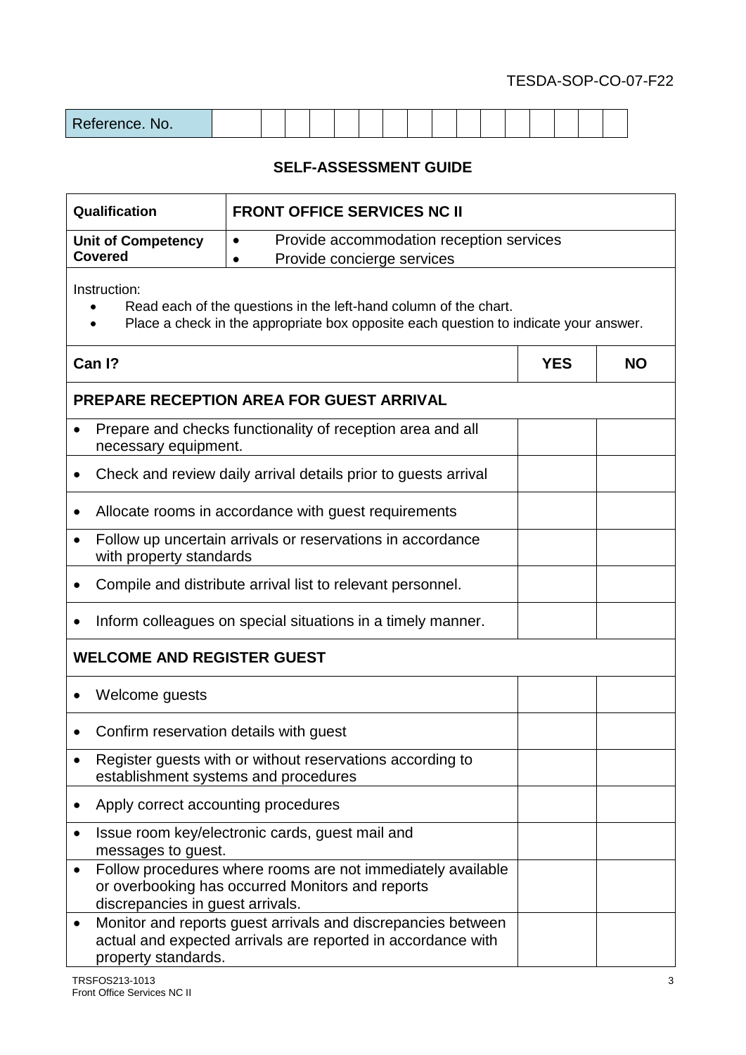TESDA-SOP-CO-07-F22

| Reference. No. | | | | | | | | | | | | | | | | | |
|---|---|---|---|---|---|---|---|---|---|---|---|---|---|---|---|---|---|

## SELF-ASSESSMENT GUIDE

| **Qualification** | **FRONT OFFICE SERVICES NC II** |
|---|---|
| **Unit of Competency Covered** | • Provide accommodation reception services<br>• Provide concierge services |

Instruction:

- Read each of the questions in the left-hand column of the chart.
- Place a check in the appropriate box opposite each question to indicate your answer.

| **Can I?** | **YES** | **NO** |
|---|---|---|
| **PREPARE RECEPTION AREA FOR GUEST ARRIVAL** | | |
| • Prepare and checks functionality of reception area and all necessary equipment. | | |
| • Check and review daily arrival details prior to guests arrival | | |
| • Allocate rooms in accordance with guest requirements | | |
| • Follow up uncertain arrivals or reservations in accordance with property standards | | |
| • Compile and distribute arrival list to relevant personnel. | | |
| • Inform colleagues on special situations in a timely manner. | | |
| **WELCOME AND REGISTER GUEST** | | |
| • Welcome guests | | |
| • Confirm reservation details with guest | | |
| • Register guests with or without reservations according to establishment systems and procedures | | |
| • Apply correct accounting procedures | | |
| • Issue room key/electronic cards, guest mail and messages to guest. | | |
| • Follow procedures where rooms are not immediately available or overbooking has occurred Monitors and reports discrepancies in guest arrivals. | | |
| • Monitor and reports guest arrivals and discrepancies between actual and expected arrivals are reported in accordance with property standards. | | |

TRSFOS213-1013
Front Office Services NC II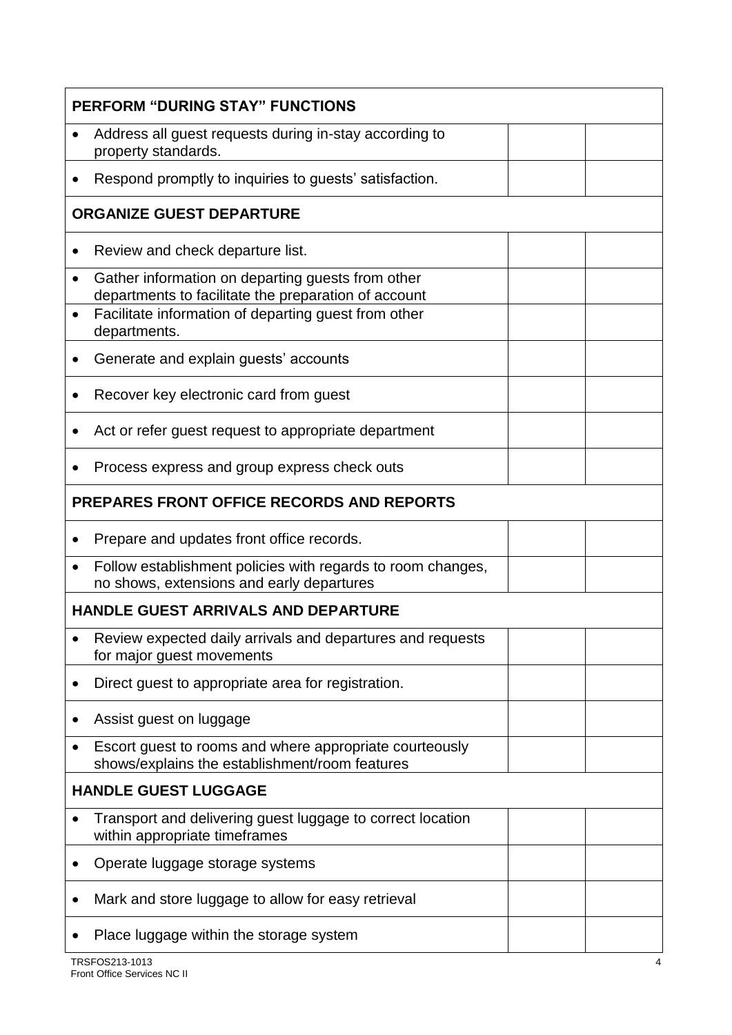| PERFORM "DURING STAY" FUNCTIONS | | |
|---|---|---|
| • Address all guest requests during in-stay according to property standards. | | |
| • Respond promptly to inquiries to guests' satisfaction. | | |
| **ORGANIZE GUEST DEPARTURE** | | |
| • Review and check departure list. | | |
| • Gather information on departing guests from other departments to facilitate the preparation of account | | |
| • Facilitate information of departing guest from other departments. | | |
| • Generate and explain guests' accounts | | |
| • Recover key electronic card from guest | | |
| • Act or refer guest request to appropriate department | | |
| • Process express and group express check outs | | |
| **PREPARES FRONT OFFICE RECORDS AND REPORTS** | | |
| • Prepare and updates front office records. | | |
| • Follow establishment policies with regards to room changes, no shows, extensions and early departures | | |
| **HANDLE GUEST ARRIVALS AND DEPARTURE** | | |
| • Review expected daily arrivals and departures and requests for major guest movements | | |
| • Direct guest to appropriate area for registration. | | |
| • Assist guest on luggage | | |
| • Escort guest to rooms and where appropriate courteously shows/explains the establishment/room features | | |
| **HANDLE GUEST LUGGAGE** | | |
| • Transport and delivering guest luggage to correct location within appropriate timeframes | | |
| • Operate luggage storage systems | | |
| • Mark and store luggage to allow for easy retrieval | | |
| • Place luggage within the storage system | | |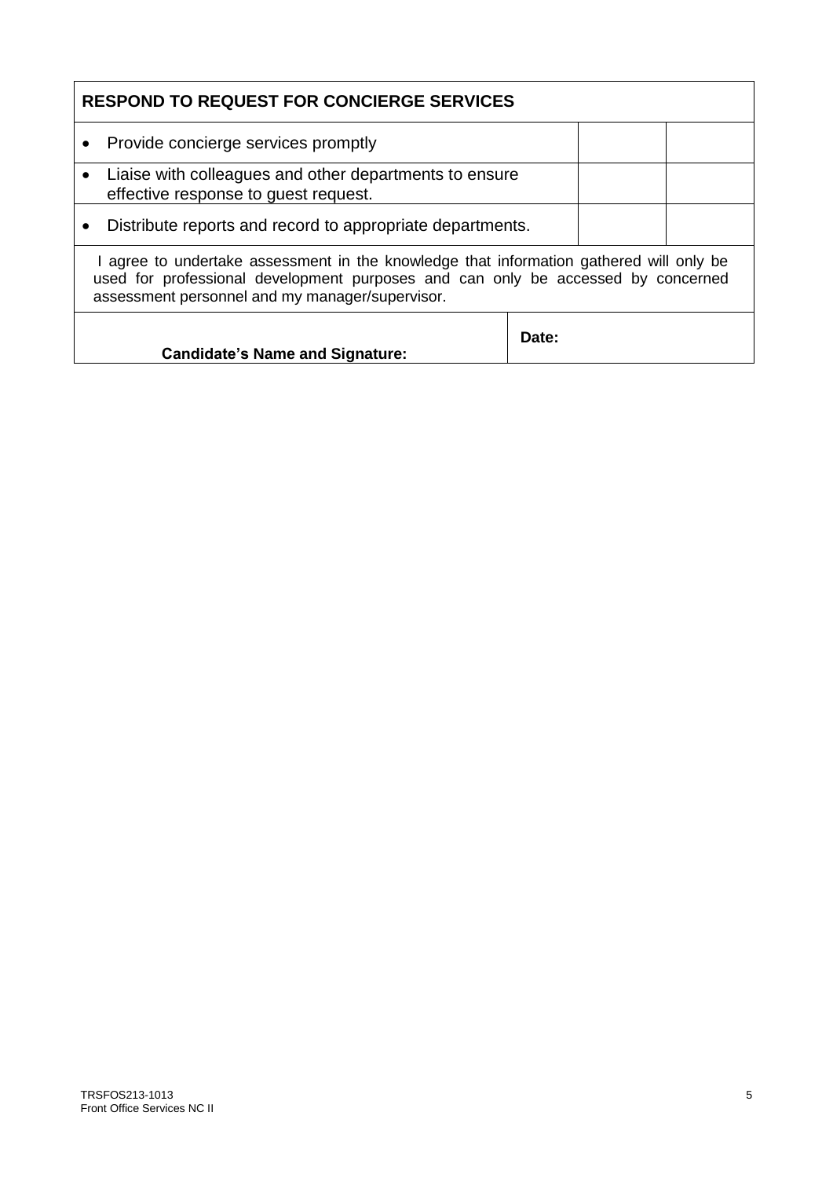| RESPOND TO REQUEST FOR CONCIERGE SERVICES | | |
|---|---|---|
| • Provide concierge services promptly | | |
| • Liaise with colleagues and other departments to ensure effective response to guest request. | | |
| • Distribute reports and record to appropriate departments. | | |
| I agree to undertake assessment in the knowledge that information gathered will only be used for professional development purposes and can only be accessed by concerned assessment personnel and my manager/supervisor. | | |
| **Candidate's Name and Signature:** | **Date:** | |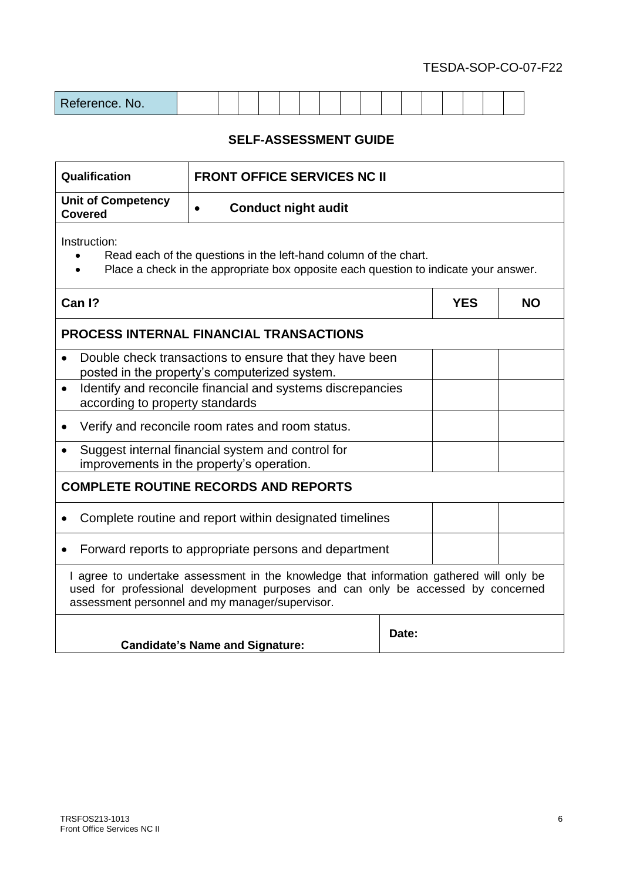TESDA-SOP-CO-07-F22

| Reference. No. | | | | | | | | | | | | | | | | | |
|---|---|---|---|---|---|---|---|---|---|---|---|---|---|---|---|---|---|

## SELF-ASSESSMENT GUIDE

| **Qualification** | **FRONT OFFICE SERVICES NC II** |
|---|---|
| **Unit of Competency Covered** | • **Conduct night audit** |

Instruction:

- Read each of the questions in the left-hand column of the chart.
- Place a check in the appropriate box opposite each question to indicate your answer.

| **Can I?** | **YES** | **NO** |
|---|---|---|
| **PROCESS INTERNAL FINANCIAL TRANSACTIONS** | | |
| • Double check transactions to ensure that they have been posted in the property's computerized system. | | |
| • Identify and reconcile financial and systems discrepancies according to property standards | | |
| • Verify and reconcile room rates and room status. | | |
| • Suggest internal financial system and control for improvements in the property's operation. | | |
| **COMPLETE ROUTINE RECORDS AND REPORTS** | | |
| • Complete routine and report within designated timelines | | |
| • Forward reports to appropriate persons and department | | |

I agree to undertake assessment in the knowledge that information gathered will only be used for professional development purposes and can only be accessed by concerned assessment personnel and my manager/supervisor.

| **Candidate's Name and Signature:** | **Date:** |
|---|---|

TRSFOS213-1013
Front Office Services NC II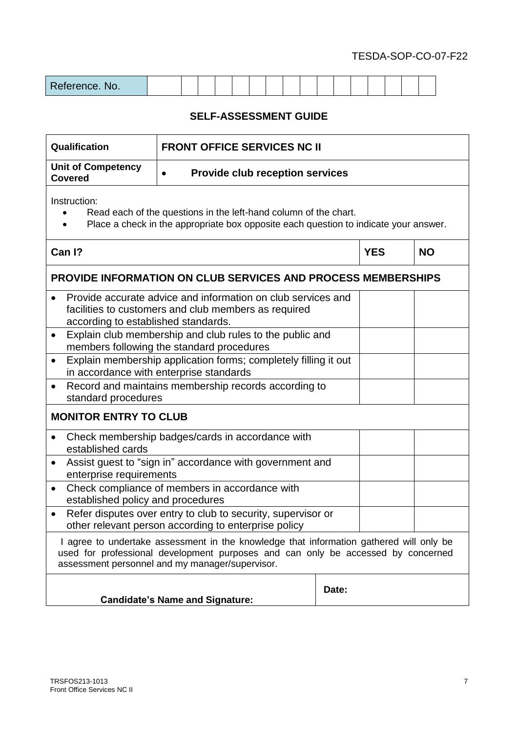TESDA-SOP-CO-07-F22

| Reference. No. | | | | | | | | | | | | | | | | | |
|---|---|---|---|---|---|---|---|---|---|---|---|---|---|---|---|---|---|

## SELF-ASSESSMENT GUIDE

| **Qualification** | **FRONT OFFICE SERVICES NC II** |
|---|---|
| **Unit of Competency Covered** | • **Provide club reception services** |

Instruction:

- Read each of the questions in the left-hand column of the chart.
- Place a check in the appropriate box opposite each question to indicate your answer.

| **Can I?** | **YES** | **NO** |
|---|---|---|
| **PROVIDE INFORMATION ON CLUB SERVICES AND PROCESS MEMBERSHIPS** | | |
| • Provide accurate advice and information on club services and facilities to customers and club members as required according to established standards. | | |
| • Explain club membership and club rules to the public and members following the standard procedures | | |
| • Explain membership application forms; completely filling it out in accordance with enterprise standards | | |
| • Record and maintains membership records according to standard procedures | | |
| **MONITOR ENTRY TO CLUB** | | |
| • Check membership badges/cards in accordance with established cards | | |
| • Assist guest to "sign in" accordance with government and enterprise requirements | | |
| • Check compliance of members in accordance with established policy and procedures | | |
| • Refer disputes over entry to club to security, supervisor or other relevant person according to enterprise policy | | |

I agree to undertake assessment in the knowledge that information gathered will only be used for professional development purposes and can only be accessed by concerned assessment personnel and my manager/supervisor.

| **Candidate's Name and Signature:** | **Date:** |
|---|---|

TRSFOS213-1013
Front Office Services NC II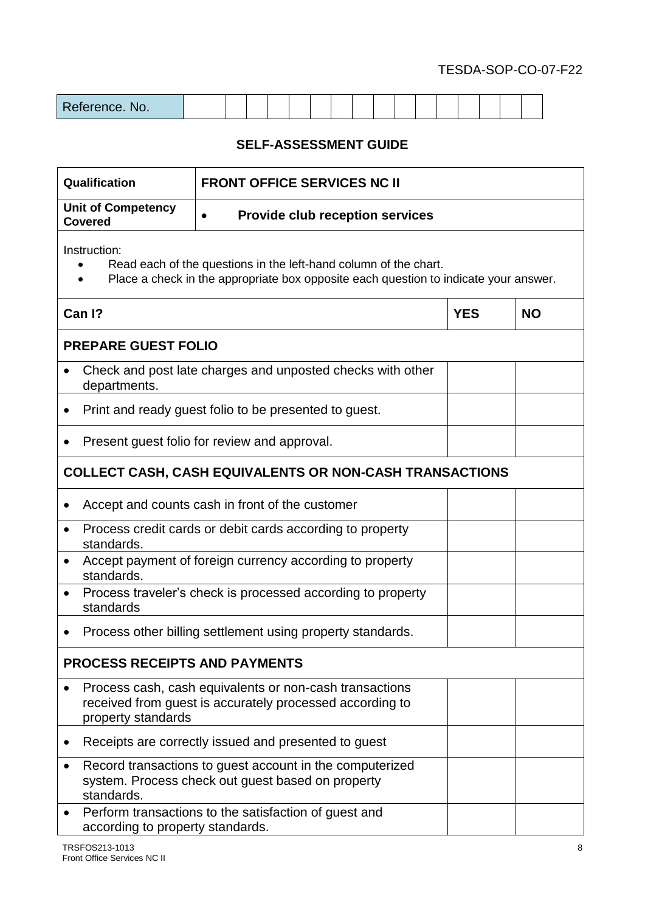TESDA-SOP-CO-07-F22

| Reference. No. | | | | | | | | | | | | | | | | | |
|---|---|---|---|---|---|---|---|---|---|---|---|---|---|---|---|---|---|

## SELF-ASSESSMENT GUIDE

| **Qualification** | **FRONT OFFICE SERVICES NC II** |
|---|---|
| **Unit of Competency Covered** | • **Provide club reception services** |

Instruction:

- Read each of the questions in the left-hand column of the chart.
- Place a check in the appropriate box opposite each question to indicate your answer.

| **Can I?** | **YES** | **NO** |
|---|---|---|
| **PREPARE GUEST FOLIO** | | |
| • Check and post late charges and unposted checks with other departments. | | |
| • Print and ready guest folio to be presented to guest. | | |
| • Present guest folio for review and approval. | | |
| **COLLECT CASH, CASH EQUIVALENTS OR NON-CASH TRANSACTIONS** | | |
| • Accept and counts cash in front of the customer | | |
| • Process credit cards or debit cards according to property standards. | | |
| • Accept payment of foreign currency according to property standards. | | |
| • Process traveler's check is processed according to property standards | | |
| • Process other billing settlement using property standards. | | |
| **PROCESS RECEIPTS AND PAYMENTS** | | |
| • Process cash, cash equivalents or non-cash transactions received from guest is accurately processed according to property standards | | |
| • Receipts are correctly issued and presented to guest | | |
| • Record transactions to guest account in the computerized system. Process check out guest based on property standards. | | |
| • Perform transactions to the satisfaction of guest and according to property standards. | | |

TRSFOS213-1013
Front Office Services NC II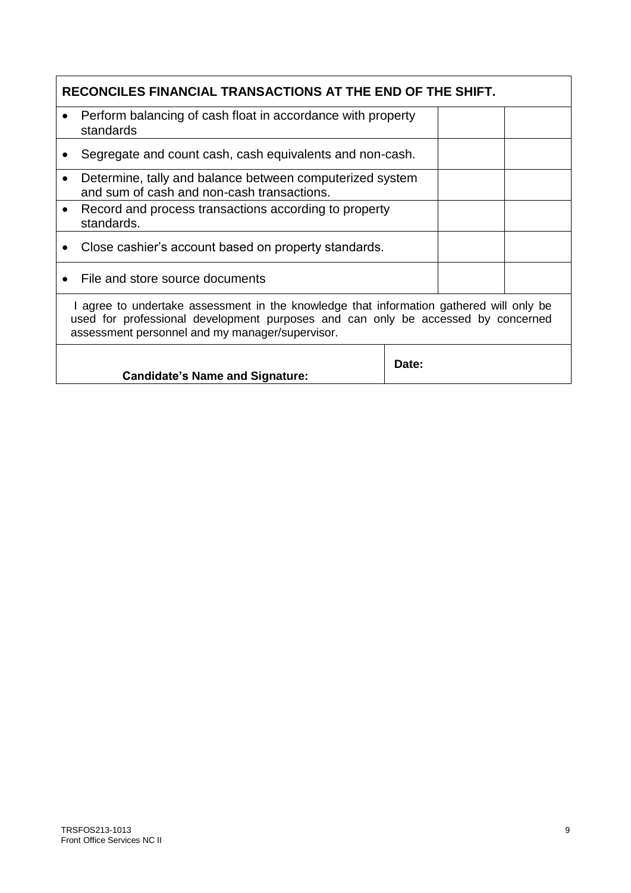| **RECONCILES FINANCIAL TRANSACTIONS AT THE END OF THE SHIFT.** | | |
|---|---|---|
| • Perform balancing of cash float in accordance with property standards | | |
| • Segregate and count cash, cash equivalents and non-cash. | | |
| • Determine, tally and balance between computerized system and sum of cash and non-cash transactions. | | |
| • Record and process transactions according to property standards. | | |
| • Close cashier's account based on property standards. | | |
| • File and store source documents | | |

I agree to undertake assessment in the knowledge that information gathered will only be used for professional development purposes and can only be accessed by concerned assessment personnel and my manager/supervisor.

| **Candidate's Name and Signature:** | **Date:** |
|---|---|